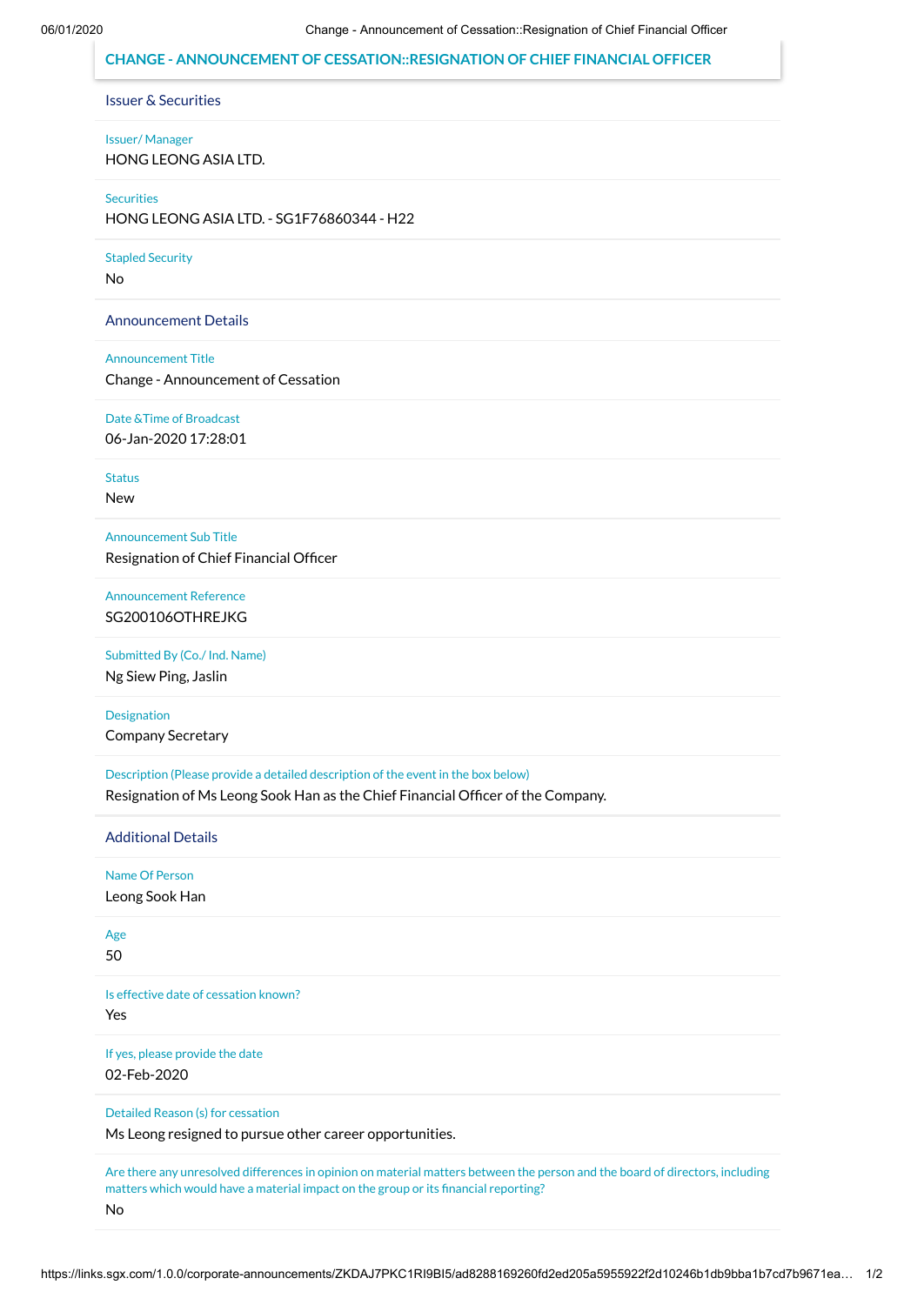# CHANGE - ANNOUNCEMENT OF CESSATION::RESIGNATION OF CHIEF FINANCIAL OFFICER

## Issuer & Securities

**Issuer/ Manager**
HONG LEONG ASIA LTD.

**Securities**
HONG LEONG ASIA LTD. - SG1F76860344 - H22

**Stapled Security**
No

## Announcement Details

**Announcement Title**
Change - Announcement of Cessation

**Date &Time of Broadcast**
06-Jan-2020 17:28:01

**Status**
New

**Announcement Sub Title**
Resignation of Chief Financial Officer

**Announcement Reference**
SG200106OTHREJKG

**Submitted By (Co./ Ind. Name)**
Ng Siew Ping, Jaslin

**Designation**
Company Secretary

**Description (Please provide a detailed description of the event in the box below)**
Resignation of Ms Leong Sook Han as the Chief Financial Officer of the Company.

## Additional Details

**Name Of Person**
Leong Sook Han

**Age**
50

**Is effective date of cessation known?**
Yes

**If yes, please provide the date**
02-Feb-2020

**Detailed Reason (s) for cessation**
Ms Leong resigned to pursue other career opportunities.

**Are there any unresolved differences in opinion on material matters between the person and the board of directors, including matters which would have a material impact on the group or its financial reporting?**
No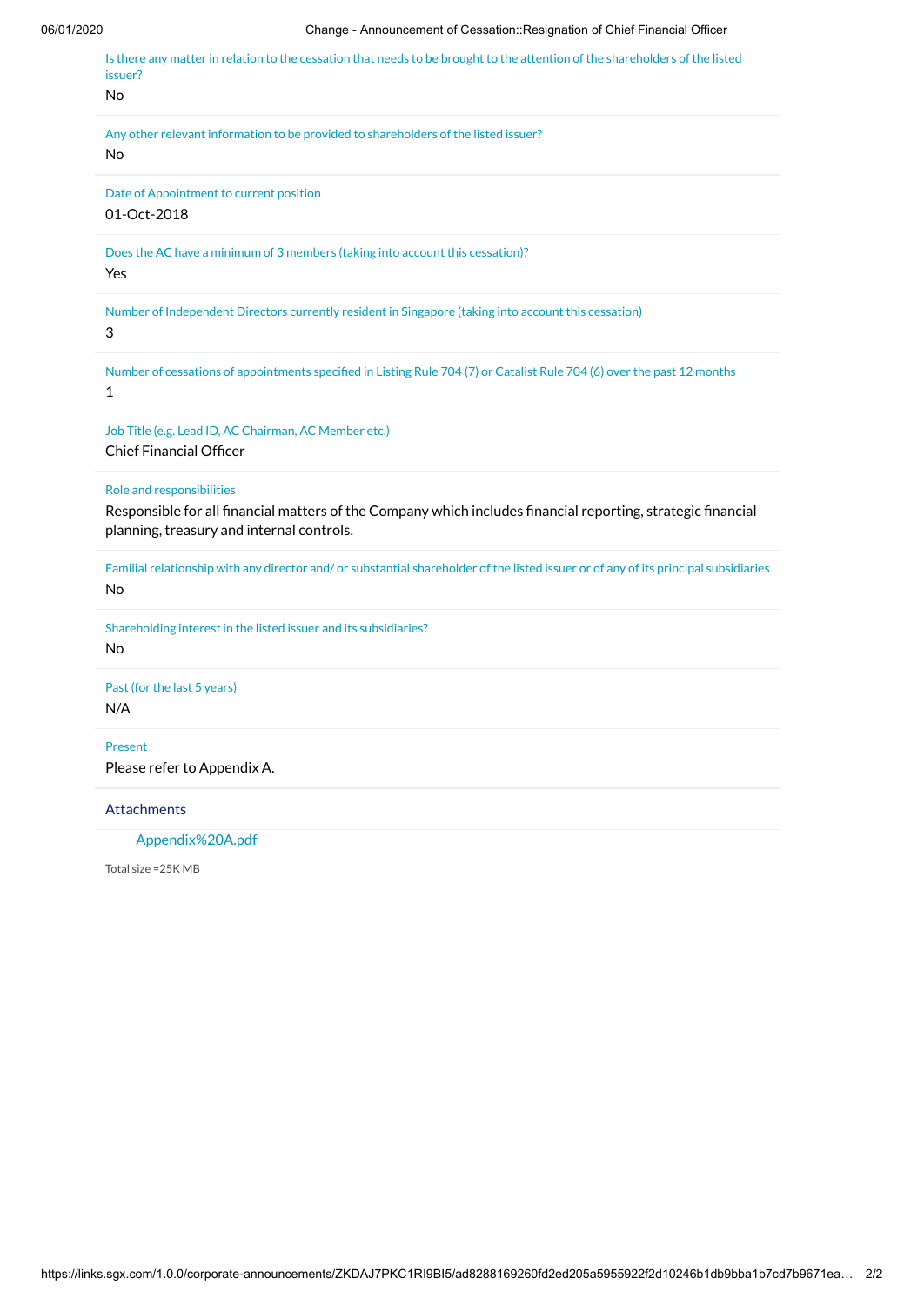Is there any matter in relation to the cessation that needs to be brought to the attention of the shareholders of the listed issuer?

No

Any other relevant information to be provided to shareholders of the listed issuer?

No

Date of Appointment to current position

01-Oct-2018

Does the AC have a minimum of 3 members (taking into account this cessation)?

Yes

Number of Independent Directors currently resident in Singapore (taking into account this cessation)

3

Number of cessations of appointments specified in Listing Rule 704 (7) or Catalist Rule 704 (6) over the past 12 months

1

Job Title (e.g. Lead ID, AC Chairman, AC Member etc.)

Chief Financial Officer

Role and responsibilities

Responsible for all financial matters of the Company which includes financial reporting, strategic financial planning, treasury and internal controls.

Familial relationship with any director and/ or substantial shareholder of the listed issuer or of any of its principal subsidiaries

No

Shareholding interest in the listed issuer and its subsidiaries?

No

Past (for the last 5 years)

N/A

Present

Please refer to Appendix A.

### Attachments

Appendix%20A.pdf

Total size =25K MB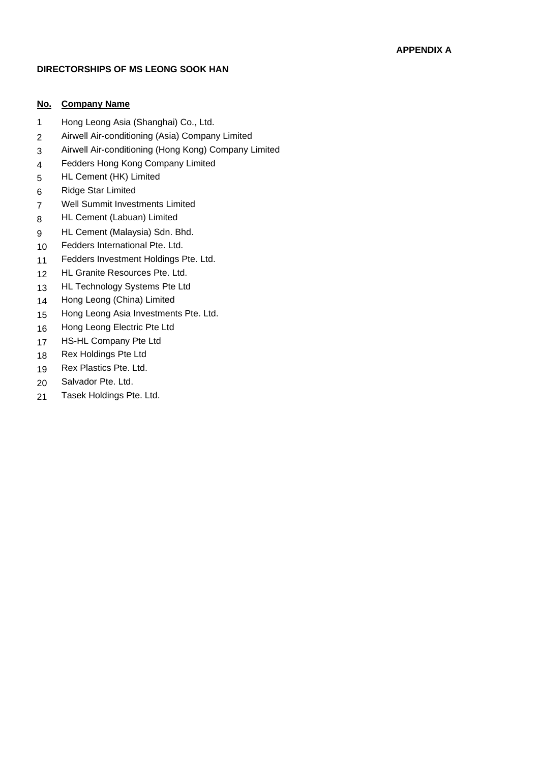**APPENDIX A**

**DIRECTORSHIPS OF MS LEONG SOOK HAN**

| No. | Company Name |
| --- | --- |
| 1 | Hong Leong Asia (Shanghai) Co., Ltd. |
| 2 | Airwell Air-conditioning (Asia) Company Limited |
| 3 | Airwell Air-conditioning (Hong Kong) Company Limited |
| 4 | Fedders Hong Kong Company Limited |
| 5 | HL Cement (HK) Limited |
| 6 | Ridge Star Limited |
| 7 | Well Summit Investments Limited |
| 8 | HL Cement (Labuan) Limited |
| 9 | HL Cement (Malaysia) Sdn. Bhd. |
| 10 | Fedders International Pte. Ltd. |
| 11 | Fedders Investment Holdings Pte. Ltd. |
| 12 | HL Granite Resources Pte. Ltd. |
| 13 | HL Technology Systems Pte Ltd |
| 14 | Hong Leong (China) Limited |
| 15 | Hong Leong Asia Investments Pte. Ltd. |
| 16 | Hong Leong Electric Pte Ltd |
| 17 | HS-HL Company Pte Ltd |
| 18 | Rex Holdings Pte Ltd |
| 19 | Rex Plastics Pte. Ltd. |
| 20 | Salvador Pte. Ltd. |
| 21 | Tasek Holdings Pte. Ltd. |